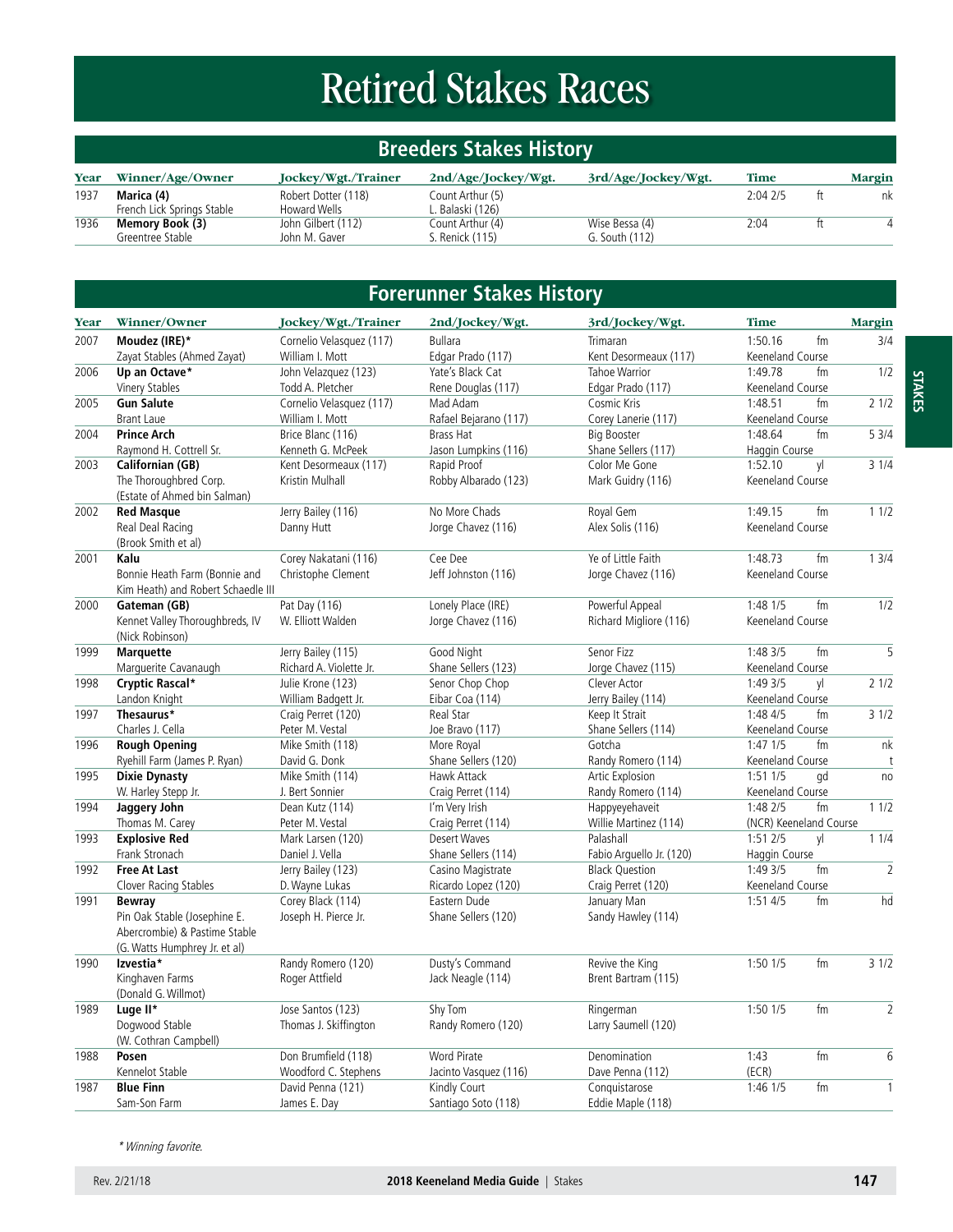# Retired Stakes Races

## Breeders Stakes History

| Year | Winner/Age/Owner | Jockey/Wgt./Trainer | 2nd/Age/Jockey/Wgt. | 3rd/Age/Jockey/Wgt. | Time | | Margin |
|---|---|---|---|---|---|---|---|
| 1937 | **Marica (4)**<br>French Lick Springs Stable | Robert Dotter (118)<br>Howard Wells | Count Arthur (5)<br>L. Balaski (126) | | 2:04 2/5 | ft | nk |
| 1936 | **Memory Book (3)**<br>Greentree Stable | John Gilbert (112)<br>John M. Gaver | Count Arthur (4)<br>S. Renick (115) | Wise Bessa (4)<br>G. South (112) | 2:04 | ft | 4 |

## Forerunner Stakes History

| Year | Winner/Owner | Jockey/Wgt./Trainer | 2nd/Jockey/Wgt. | 3rd/Jockey/Wgt. | Time | | Margin |
|---|---|---|---|---|---|---|---|
| 2007 | **Moudez (IRE)***<br>Zayat Stables (Ahmed Zayat) | Cornelio Velasquez (117)<br>William I. Mott | Bullara<br>Edgar Prado (117) | Trimaran<br>Kent Desormeaux (117) | 1:50.16<br>Keeneland Course | fm | 3/4 |
| 2006 | **Up an Octave***<br>Vinery Stables | John Velazquez (123)<br>Todd A. Pletcher | Yate's Black Cat<br>Rene Douglas (117) | Tahoe Warrior<br>Edgar Prado (117) | 1:49.78<br>Keeneland Course | fm | 1/2 |
| 2005 | **Gun Salute**<br>Brant Laue | Cornelio Velasquez (117)<br>William I. Mott | Mad Adam<br>Rafael Bejarano (117) | Cosmic Kris<br>Corey Lanerie (117) | 1:48.51<br>Keeneland Course | fm | 2 1/2 |
| 2004 | **Prince Arch**<br>Raymond H. Cottrell Sr. | Brice Blanc (116)<br>Kenneth G. McPeek | Brass Hat<br>Jason Lumpkins (116) | Big Booster<br>Shane Sellers (117) | 1:48.64<br>Haggin Course | fm | 5 3/4 |
| 2003 | **Californian (GB)**<br>The Thoroughbred Corp.<br>(Estate of Ahmed bin Salman) | Kent Desormeaux (117)<br>Kristin Mulhall | Rapid Proof<br>Robby Albarado (123) | Color Me Gone<br>Mark Guidry (116) | 1:52.10<br>Keeneland Course | yl | 3 1/4 |
| 2002 | **Red Masque**<br>Real Deal Racing<br>(Brook Smith et al) | Jerry Bailey (116)<br>Danny Hutt | No More Chads<br>Jorge Chavez (116) | Royal Gem<br>Alex Solis (116) | 1:49.15<br>Keeneland Course | fm | 1 1/2 |
| 2001 | **Kalu**<br>Bonnie Heath Farm (Bonnie and Kim Heath) and Robert Schaedle III | Corey Nakatani (116)<br>Christophe Clement | Cee Dee<br>Jeff Johnston (116) | Ye of Little Faith<br>Jorge Chavez (116) | 1:48.73<br>Keeneland Course | fm | 1 3/4 |
| 2000 | **Gateman (GB)**<br>Kennet Valley Thoroughbreds, IV<br>(Nick Robinson) | Pat Day (116)<br>W. Elliott Walden | Lonely Place (IRE)<br>Jorge Chavez (116) | Powerful Appeal<br>Richard Migliore (116) | 1:48 1/5<br>Keeneland Course | fm | 1/2 |
| 1999 | **Marquette**<br>Marguerite Cavanaugh | Jerry Bailey (115)<br>Richard A. Violette Jr. | Good Night<br>Shane Sellers (123) | Senor Fizz<br>Jorge Chavez (115) | 1:48 3/5<br>Keeneland Course | fm | 5 |
| 1998 | **Cryptic Rascal***<br>Landon Knight | Julie Krone (123)<br>William Badgett Jr. | Senor Chop Chop<br>Eibar Coa (114) | Clever Actor<br>Jerry Bailey (114) | 1:49 3/5<br>Keeneland Course | yl | 2 1/2 |
| 1997 | **Thesaurus***<br>Charles J. Cella | Craig Perret (120)<br>Peter M. Vestal | Real Star<br>Joe Bravo (117) | Keep It Strait<br>Shane Sellers (114) | 1:48 4/5<br>Keeneland Course | fm | 3 1/2 |
| 1996 | **Rough Opening**<br>Ryehill Farm (James P. Ryan) | Mike Smith (118)<br>David G. Donk | More Royal<br>Shane Sellers (120) | Gotcha<br>Randy Romero (114) | 1:47 1/5<br>Keeneland Course | fm | nk<br>t |
| 1995 | **Dixie Dynasty**<br>W. Harley Stepp Jr. | Mike Smith (114)<br>J. Bert Sonnier | Hawk Attack<br>Craig Perret (114) | Artic Explosion<br>Randy Romero (114) | 1:51 1/5<br>Keeneland Course | gd | no |
| 1994 | **Jaggery John**<br>Thomas M. Carey | Dean Kutz (114)<br>Peter M. Vestal | I'm Very Irish<br>Craig Perret (114) | Happyeyehaveit<br>Willie Martinez (114) | 1:48 2/5<br>(NCR) Keeneland Course | fm | 1 1/2 |
| 1993 | **Explosive Red**<br>Frank Stronach | Mark Larsen (120)<br>Daniel J. Vella | Desert Waves<br>Shane Sellers (114) | Palashall<br>Fabio Arguello Jr. (120) | 1:51 2/5<br>Haggin Course | yl | 1 1/4 |
| 1992 | **Free At Last**<br>Clover Racing Stables | Jerry Bailey (123)<br>D. Wayne Lukas | Casino Magistrate<br>Ricardo Lopez (120) | Black Question<br>Craig Perret (120) | 1:49 3/5<br>Keeneland Course | fm | 2 |
| 1991 | **Bewray**<br>Pin Oak Stable (Josephine E. Abercrombie) & Pastime Stable<br>(G. Watts Humphrey Jr. et al) | Corey Black (114)<br>Joseph H. Pierce Jr. | Eastern Dude<br>Shane Sellers (120) | January Man<br>Sandy Hawley (114) | 1:51 4/5 | fm | hd |
| 1990 | **Izvestia***<br>Kinghaven Farms<br>(Donald G. Willmot) | Randy Romero (120)<br>Roger Attfield | Dusty's Command<br>Jack Neagle (114) | Revive the King<br>Brent Bartram (115) | 1:50 1/5 | fm | 3 1/2 |
| 1989 | **Luge II***<br>Dogwood Stable<br>(W. Cothran Campbell) | Jose Santos (123)<br>Thomas J. Skiffington | Shy Tom<br>Randy Romero (120) | Ringerman<br>Larry Saumell (120) | 1:50 1/5 | fm | 2 |
| 1988 | **Posen**<br>Kennelot Stable | Don Brumfield (118)<br>Woodford C. Stephens | Word Pirate<br>Jacinto Vasquez (116) | Denomination<br>Dave Penna (112) | 1:43<br>(ECR) | fm | 6 |
| 1987 | **Blue Finn**<br>Sam-Son Farm | David Penna (121)<br>James E. Day | Kindly Court<br>Santiago Soto (118) | Conquistarose<br>Eddie Maple (118) | 1:46 1/5 | fm | 1 |

*\* Winning favorite.*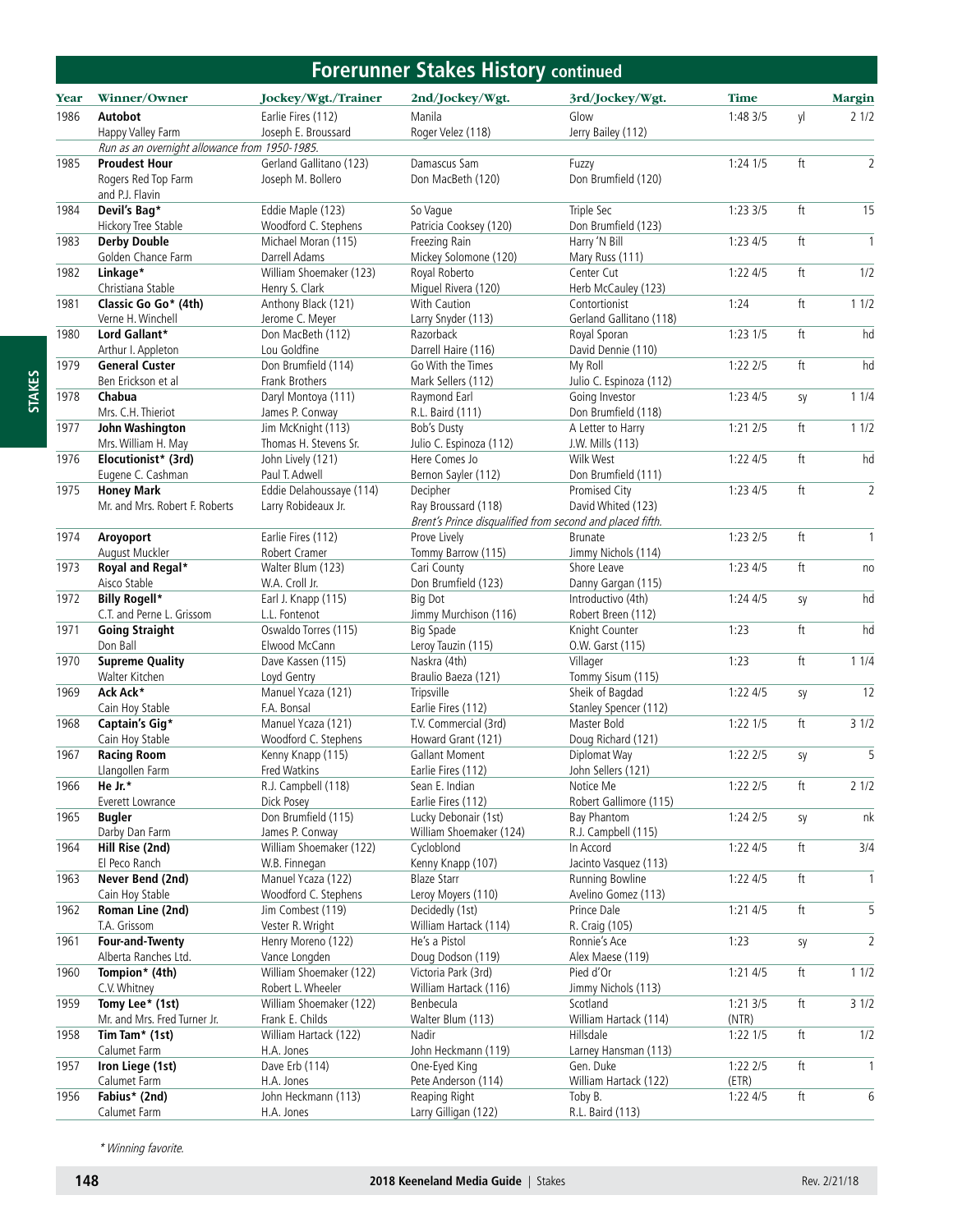# Forerunner Stakes History continued

| Year | Winner/Owner | Jockey/Wgt./Trainer | 2nd/Jockey/Wgt. | 3rd/Jockey/Wgt. | Time | | Margin |
|---|---|---|---|---|---|---|---|
| 1986 | **Autobot** | Earlie Fires (112) | Manila | Glow | 1:48 3/5 | yl | 2 1/2 |
| | Happy Valley Farm | Joseph E. Broussard | Roger Velez (118) | Jerry Bailey (112) | | | |
| | *Run as an overnight allowance from 1950-1985.* | | | | | | |
| 1985 | **Proudest Hour** | Gerland Gallitano (123) | Damascus Sam | Fuzzy | 1:24 1/5 | ft | 2 |
| | Rogers Red Top Farm and P.J. Flavin | Joseph M. Bollero | Don MacBeth (120) | Don Brumfield (120) | | | |
| 1984 | **Devil's Bag*** | Eddie Maple (123) | So Vague | Triple Sec | 1:23 3/5 | ft | 15 |
| | Hickory Tree Stable | Woodford C. Stephens | Patricia Cooksey (120) | Don Brumfield (123) | | | |
| 1983 | **Derby Double** | Michael Moran (115) | Freezing Rain | Harry 'N Bill | 1:23 4/5 | ft | 1 |
| | Golden Chance Farm | Darrell Adams | Mickey Solomone (120) | Mary Russ (111) | | | |
| 1982 | **Linkage*** | William Shoemaker (123) | Royal Roberto | Center Cut | 1:22 4/5 | ft | 1/2 |
| | Christiana Stable | Henry S. Clark | Miguel Rivera (120) | Herb McCauley (123) | | | |
| 1981 | **Classic Go Go* (4th)** | Anthony Black (121) | With Caution | Contortionist | 1:24 | ft | 1 1/2 |
| | Verne H. Winchell | Jerome C. Meyer | Larry Snyder (113) | Gerland Gallitano (118) | | | |
| 1980 | **Lord Gallant*** | Don MacBeth (112) | Razorback | Royal Sporan | 1:23 1/5 | ft | hd |
| | Arthur I. Appleton | Lou Goldfine | Darrell Haire (116) | David Dennie (110) | | | |
| 1979 | **General Custer** | Don Brumfield (114) | Go With the Times | My Roll | 1:22 2/5 | ft | hd |
| | Ben Erickson et al | Frank Brothers | Mark Sellers (112) | Julio C. Espinoza (112) | | | |
| 1978 | **Chabua** | Daryl Montoya (111) | Raymond Earl | Going Investor | 1:23 4/5 | sy | 1 1/4 |
| | Mrs. C.H. Thieriot | James P. Conway | R.L. Baird (111) | Don Brumfield (118) | | | |
| 1977 | **John Washington** | Jim McKnight (113) | Bob's Dusty | A Letter to Harry | 1:21 2/5 | ft | 1 1/2 |
| | Mrs. William H. May | Thomas H. Stevens Sr. | Julio C. Espinoza (112) | J.W. Mills (113) | | | |
| 1976 | **Elocutionist* (3rd)** | John Lively (121) | Here Comes Jo | Wilk West | 1:22 4/5 | ft | hd |
| | Eugene C. Cashman | Paul T. Adwell | Bernon Sayler (112) | Don Brumfield (111) | | | |
| 1975 | **Honey Mark** | Eddie Delahoussaye (114) | Decipher | Promised City | 1:23 4/5 | ft | 2 |
| | Mr. and Mrs. Robert F. Roberts | Larry Robideaux Jr. | Ray Broussard (118) | David Whited (123) | | | |
| | | | *Brent's Prince disqualified from second and placed fifth.* | | | | |
| 1974 | **Aroyoport** | Earlie Fires (112) | Prove Lively | Brunate | 1:23 2/5 | ft | 1 |
| | August Muckler | Robert Cramer | Tommy Barrow (115) | Jimmy Nichols (114) | | | |
| 1973 | **Royal and Regal*** | Walter Blum (123) | Cari County | Shore Leave | 1:23 4/5 | ft | no |
| | Aisco Stable | W.A. Croll Jr. | Don Brumfield (123) | Danny Gargan (115) | | | |
| 1972 | **Billy Rogell*** | Earl J. Knapp (115) | Big Dot | Introductivo (4th) | 1:24 4/5 | sy | hd |
| | C.T. and Perne L. Grissom | L.L. Fontenot | Jimmy Murchison (116) | Robert Breen (112) | | | |
| 1971 | **Going Straight** | Oswaldo Torres (115) | Big Spade | Knight Counter | 1:23 | ft | hd |
| | Don Ball | Elwood McCann | Leroy Tauzin (115) | O.W. Garst (115) | | | |
| 1970 | **Supreme Quality** | Dave Kassen (115) | Naskra (4th) | Villager | 1:23 | ft | 1 1/4 |
| | Walter Kitchen | Loyd Gentry | Braulio Baeza (121) | Tommy Sisum (115) | | | |
| 1969 | **Ack Ack*** | Manuel Ycaza (121) | Tripsville | Sheik of Bagdad | 1:22 4/5 | sy | 12 |
| | Cain Hoy Stable | F.A. Bonsal | Earlie Fires (112) | Stanley Spencer (112) | | | |
| 1968 | **Captain's Gig*** | Manuel Ycaza (121) | T.V. Commercial (3rd) | Master Bold | 1:22 1/5 | ft | 3 1/2 |
| | Cain Hoy Stable | Woodford C. Stephens | Howard Grant (121) | Doug Richard (121) | | | |
| 1967 | **Racing Room** | Kenny Knapp (115) | Gallant Moment | Diplomat Way | 1:22 2/5 | sy | 5 |
| | Llangollen Farm | Fred Watkins | Earlie Fires (112) | John Sellers (121) | | | |
| 1966 | **He Jr.*** | R.J. Campbell (118) | Sean E. Indian | Notice Me | 1:22 2/5 | ft | 2 1/2 |
| | Everett Lowrance | Dick Posey | Earlie Fires (112) | Robert Gallimore (115) | | | |
| 1965 | **Bugler** | Don Brumfield (115) | Lucky Debonair (1st) | Bay Phantom | 1:24 2/5 | sy | nk |
| | Darby Dan Farm | James P. Conway | William Shoemaker (124) | R.J. Campbell (115) | | | |
| 1964 | **Hill Rise (2nd)** | William Shoemaker (122) | Cycloblond | In Accord | 1:22 4/5 | ft | 3/4 |
| | El Peco Ranch | W.B. Finnegan | Kenny Knapp (107) | Jacinto Vasquez (113) | | | |
| 1963 | **Never Bend (2nd)** | Manuel Ycaza (122) | Blaze Starr | Running Bowline | 1:22 4/5 | ft | 1 |
| | Cain Hoy Stable | Woodford C. Stephens | Leroy Moyers (110) | Avelino Gomez (113) | | | |
| 1962 | **Roman Line (2nd)** | Jim Combest (119) | Decidedly (1st) | Prince Dale | 1:21 4/5 | ft | 5 |
| | T.A. Grissom | Vester R. Wright | William Hartack (114) | R. Craig (105) | | | |
| 1961 | **Four-and-Twenty** | Henry Moreno (122) | He's a Pistol | Ronnie's Ace | 1:23 | sy | 2 |
| | Alberta Ranches Ltd. | Vance Longden | Doug Dodson (119) | Alex Maese (119) | | | |
| 1960 | **Tompion* (4th)** | William Shoemaker (122) | Victoria Park (3rd) | Pied d'Or | 1:21 4/5 | ft | 1 1/2 |
| | C.V. Whitney | Robert L. Wheeler | William Hartack (116) | Jimmy Nichols (113) | | | |
| 1959 | **Tomy Lee* (1st)** | William Shoemaker (122) | Benbecula | Scotland | 1:21 3/5 (NTR) | ft | 3 1/2 |
| | Mr. and Mrs. Fred Turner Jr. | Frank E. Childs | Walter Blum (113) | William Hartack (114) | | | |
| 1958 | **Tim Tam* (1st)** | William Hartack (122) | Nadir | Hillsdale | 1:22 1/5 | ft | 1/2 |
| | Calumet Farm | H.A. Jones | John Heckmann (119) | Larney Hansman (113) | | | |
| 1957 | **Iron Liege (1st)** | Dave Erb (114) | One-Eyed King | Gen. Duke | 1:22 2/5 (ETR) | ft | 1 |
| | Calumet Farm | H.A. Jones | Pete Anderson (114) | William Hartack (122) | | | |
| 1956 | **Fabius* (2nd)** | John Heckmann (113) | Reaping Right | Toby B. | 1:22 4/5 | ft | 6 |
| | Calumet Farm | H.A. Jones | Larry Gilligan (122) | R.L. Baird (113) | | | |

*\* Winning favorite.*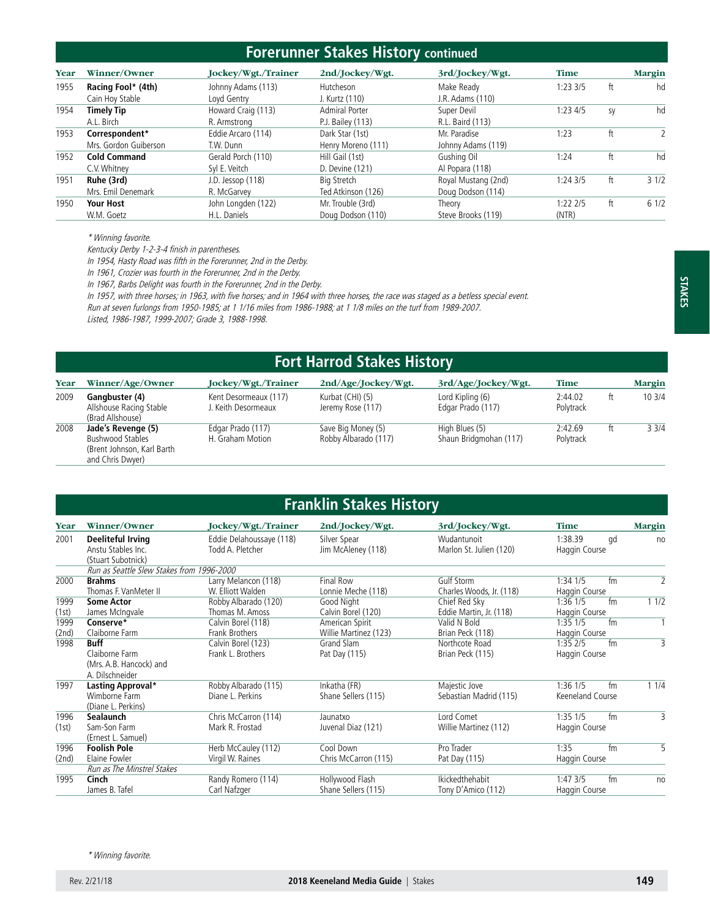## Forerunner Stakes History continued

| Year | Winner/Owner | Jockey/Wgt./Trainer | 2nd/Jockey/Wgt. | 3rd/Jockey/Wgt. | Time | | Margin |
|---|---|---|---|---|---|---|---|
| 1955 | **Racing Fool* (4th)** Cain Hoy Stable | Johnny Adams (113) Loyd Gentry | Hutcheson J. Kurtz (110) | Make Ready J.R. Adams (110) | 1:23 3/5 | ft | hd |
| 1954 | **Timely Tip** A.L. Birch | Howard Craig (113) R. Armstrong | Admiral Porter P.J. Bailey (113) | Super Devil R.L. Baird (113) | 1:23 4/5 | sy | hd |
| 1953 | **Correspondent*** Mrs. Gordon Guiberson | Eddie Arcaro (114) T.W. Dunn | Dark Star (1st) Henry Moreno (111) | Mr. Paradise Johnny Adams (119) | 1:23 | ft | 2 |
| 1952 | **Cold Command** C.V. Whitney | Gerald Porch (110) Syl E. Veitch | Hill Gail (1st) D. Devine (121) | Gushing Oil Al Popara (118) | 1:24 | ft | hd |
| 1951 | **Ruhe (3rd)** Mrs. Emil Denemark | J.D. Jessop (118) R. McGarvey | Big Stretch Ted Atkinson (126) | Royal Mustang (2nd) Doug Dodson (114) | 1:24 3/5 | ft | 3 1/2 |
| 1950 | **Your Host** W.M. Goetz | John Longden (122) H.L. Daniels | Mr. Trouble (3rd) Doug Dodson (110) | Theory Steve Brooks (119) | 1:22 2/5 (NTR) | ft | 6 1/2 |

*\* Winning favorite.*
*Kentucky Derby 1-2-3-4 finish in parentheses.*
*In 1954, Hasty Road was fifth in the Forerunner, 2nd in the Derby.*
*In 1961, Crozier was fourth in the Forerunner, 2nd in the Derby.*
*In 1967, Barbs Delight was fourth in the Forerunner, 2nd in the Derby.*
*In 1957, with three horses; in 1963, with five horses; and in 1964 with three horses, the race was staged as a betless special event.*
*Run at seven furlongs from 1950-1985; at 1 1/16 miles from 1986-1988; at 1 1/8 miles on the turf from 1989-2007.*
*Listed, 1986-1987, 1999-2007; Grade 3, 1988-1998.*

## Fort Harrod Stakes History

| Year | Winner/Age/Owner | Jockey/Wgt./Trainer | 2nd/Age/Jockey/Wgt. | 3rd/Age/Jockey/Wgt. | Time | | Margin |
|---|---|---|---|---|---|---|---|
| 2009 | **Gangbuster (4)** Allshouse Racing Stable (Brad Allshouse) | Kent Desormeaux (117) J. Keith Desormeaux | Kurbat (CHI) (5) Jeremy Rose (117) | Lord Kipling (6) Edgar Prado (117) | 2:44.02 Polytrack | ft | 10 3/4 |
| 2008 | **Jade's Revenge (5)** Bushwood Stables (Brent Johnson, Karl Barth and Chris Dwyer) | Edgar Prado (117) H. Graham Motion | Save Big Money (5) Robby Albarado (117) | High Blues (5) Shaun Bridgmohan (117) | 2:42.69 Polytrack | ft | 3 3/4 |

## Franklin Stakes History

| Year | Winner/Owner | Jockey/Wgt./Trainer | 2nd/Jockey/Wgt. | 3rd/Jockey/Wgt. | Time | | Margin |
|---|---|---|---|---|---|---|---|
| 2001 | **Deeliteful Irving** Anstu Stables Inc. (Stuart Subotnick) | Eddie Delahoussaye (118) Todd A. Pletcher | Silver Spear Jim McAleney (118) | Wudantunoit Marlon St. Julien (120) | 1:38.39 Haggin Course | gd | no |
| | *Run as Seattle Slew Stakes from 1996-2000* | | | | | | |
| 2000 | **Brahms** Thomas F. VanMeter II | Larry Melancon (118) W. Elliott Walden | Final Row Lonnie Meche (118) | Gulf Storm Charles Woods, Jr. (118) | 1:34 1/5 Haggin Course | fm | 2 |
| 1999 (1st) | **Some Actor** James McIngvale | Robby Albarado (120) Thomas M. Amoss | Good Night Calvin Borel (120) | Chief Red Sky Eddie Martin, Jr. (118) | 1:36 1/5 Haggin Course | fm | 1 1/2 |
| 1999 (2nd) | **Conserve*** Claiborne Farm | Calvin Borel (118) Frank Brothers | American Spirit Willie Martinez (123) | Valid N Bold Brian Peck (118) | 1:35 1/5 Haggin Course | fm | 1 |
| 1998 | **Buff** Claiborne Farm (Mrs. A.B. Hancock) and A. Dilschneider | Calvin Borel (123) Frank L. Brothers | Grand Slam Pat Day (115) | Northcote Road Brian Peck (115) | 1:35 2/5 Haggin Course | fm | 3 |
| 1997 | **Lasting Approval*** Wimborne Farm (Diane L. Perkins) | Robby Albarado (115) Diane L. Perkins | Inkatha (FR) Shane Sellers (115) | Majestic Jove Sebastian Madrid (115) | 1:36 1/5 Keeneland Course | fm | 1 1/4 |
| 1996 (1st) | **Sealaunch** Sam-Son Farm (Ernest L. Samuel) | Chris McCarron (114) Mark R. Frostad | Jaunatxo Juvenal Diaz (121) | Lord Comet Willie Martinez (112) | 1:35 1/5 Haggin Course | fm | 3 |
| 1996 (2nd) | **Foolish Pole** Elaine Fowler | Herb McCauley (112) Virgil W. Raines | Cool Down Chris McCarron (115) | Pro Trader Pat Day (115) | 1:35 Haggin Course | fm | 5 |
| | *Run as The Minstrel Stakes* | | | | | | |
| 1995 | **Cinch** James B. Tafel | Randy Romero (114) Carl Nafzger | Hollywood Flash Shane Sellers (115) | Ikickedthehabit Tony D'Amico (112) | 1:47 3/5 Haggin Course | fm | no |

*\* Winning favorite.*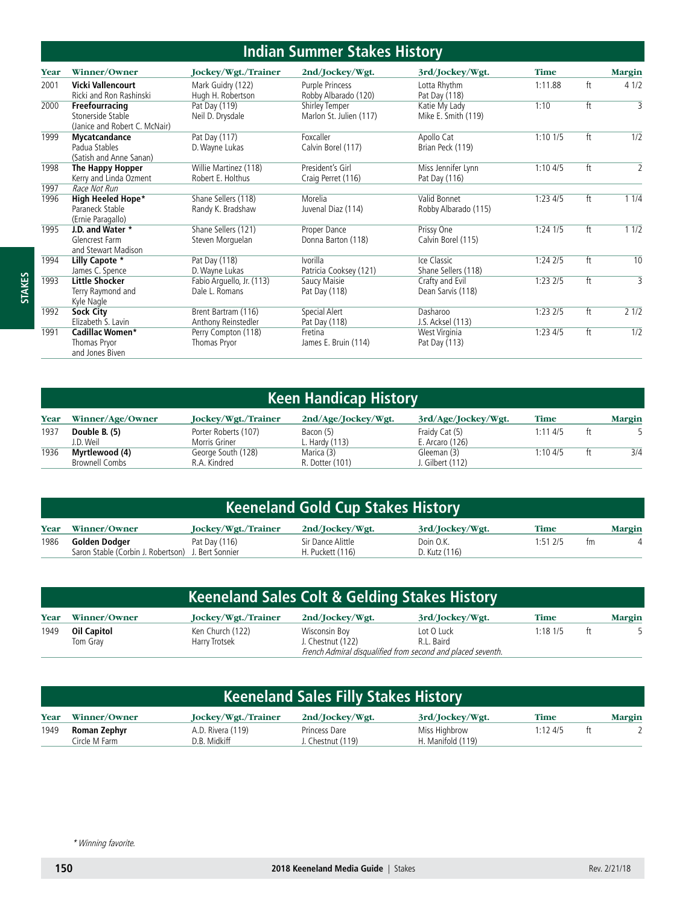## Indian Summer Stakes History

| Year | Winner/Owner | Jockey/Wgt./Trainer | 2nd/Jockey/Wgt. | 3rd/Jockey/Wgt. | Time | | Margin |
|---|---|---|---|---|---|---|---|
| 2001 | **Vicki Vallencourt** Ricki and Ron Rashinski | Mark Guidry (122) Hugh H. Robertson | Purple Princess Robby Albarado (120) | Lotta Rhythm Pat Day (118) | 1:11.88 | ft | 4 1/2 |
| 2000 | **Freefourracing** Stoneside Stable (Janice and Robert C. McNair) | Pat Day (119) Neil D. Drysdale | Shirley Temper Marlon St. Julien (117) | Katie My Lady Mike E. Smith (119) | 1:10 | ft | 3 |
| 1999 | **Mycatcandance** Padua Stables (Satish and Anne Sanan) | Pat Day (117) D. Wayne Lukas | Foxcaller Calvin Borel (117) | Apollo Cat Brian Peck (119) | 1:10 1/5 | ft | 1/2 |
| 1998 | **The Happy Hopper** Kerry and Linda Ozment | Willie Martinez (118) Robert E. Holthus | President's Girl Craig Perret (116) | Miss Jennifer Lynn Pat Day (116) | 1:10 4/5 | ft | 2 |
| 1997 | *Race Not Run* | | | | | | |
| 1996 | **High Heeled Hope*** Paraneck Stable (Ernie Paragallo) | Shane Sellers (118) Randy K. Bradshaw | Morelia Juvenal Diaz (114) | Valid Bonnet Robby Albarado (115) | 1:23 4/5 | ft | 1 1/4 |
| 1995 | **J.D. and Water *** Glencrest Farm and Stewart Madison | Shane Sellers (121) Steven Morguelan | Proper Dance Donna Barton (118) | Prissy One Calvin Borel (115) | 1:24 1/5 | ft | 1 1/2 |
| 1994 | **Lilly Capote *** James C. Spence | Pat Day (118) D. Wayne Lukas | Ivorilla Patricia Cooksey (121) | Ice Classic Shane Sellers (118) | 1:24 2/5 | ft | 10 |
| 1993 | **Little Shocker** Terry Raymond and Kyle Nagle | Fabio Arguello, Jr. (113) Dale L. Romans | Saucy Maisie Pat Day (118) | Crafty and Evil Dean Sarvis (118) | 1:23 2/5 | ft | 3 |
| 1992 | **Sock City** Elizabeth S. Lavin | Brent Bartram (116) Anthony Reinstedler | Special Alert Pat Day (118) | Dasharoo J.S. Acksel (113) | 1:23 2/5 | ft | 2 1/2 |
| 1991 | **Cadillac Women*** Thomas Pryor and Jones Biven | Perry Compton (118) Thomas Pryor | Fretina James E. Bruin (114) | West Virginia Pat Day (113) | 1:23 4/5 | ft | 1/2 |

## Keen Handicap History

| Year | Winner/Age/Owner | Jockey/Wgt./Trainer | 2nd/Age/Jockey/Wgt. | 3rd/Age/Jockey/Wgt. | Time | | Margin |
|---|---|---|---|---|---|---|---|
| 1937 | **Double B. (5)** J.D. Weil | Porter Roberts (107) Morris Griner | Bacon (5) L. Hardy (113) | Fraidy Cat (5) E. Arcaro (126) | 1:11 4/5 | ft | 5 |
| 1936 | **Myrtlewood (4)** Brownell Combs | George South (128) R.A. Kindred | Marica (3) R. Dotter (101) | Gleeman (3) J. Gilbert (112) | 1:10 4/5 | ft | 3/4 |

## Keeneland Gold Cup Stakes History

| Year | Winner/Owner | Jockey/Wgt./Trainer | 2nd/Jockey/Wgt. | 3rd/Jockey/Wgt. | Time | | Margin |
|---|---|---|---|---|---|---|---|
| 1986 | **Golden Dodger** Saron Stable (Corbin J. Robertson) | Pat Day (116) J. Bert Sonnier | Sir Dance Alittle H. Puckett (116) | Doin O.K. D. Kutz (116) | 1:51 2/5 | fm | 4 |

## Keeneland Sales Colt & Gelding Stakes History

| Year | Winner/Owner | Jockey/Wgt./Trainer | 2nd/Jockey/Wgt. | 3rd/Jockey/Wgt. | Time | | Margin |
|---|---|---|---|---|---|---|---|
| 1949 | **Oil Capitol** Tom Gray | Ken Church (122) Harry Trotsek | Wisconsin Boy J. Chestnut (122) | Lot O Luck R.L. Baird | 1:18 1/5 | ft | 5 |
| | | | *French Admiral disqualified from second and placed seventh.* | | | | |

## Keeneland Sales Filly Stakes History

| Year | Winner/Owner | Jockey/Wgt./Trainer | 2nd/Jockey/Wgt. | 3rd/Jockey/Wgt. | Time | | Margin |
|---|---|---|---|---|---|---|---|
| 1949 | **Roman Zephyr** Circle M Farm | A.D. Rivera (119) D.B. Midkiff | Princess Dare J. Chestnut (119) | Miss Highbrow H. Manifold (119) | 1:12 4/5 | ft | 2 |

*\* Winning favorite.*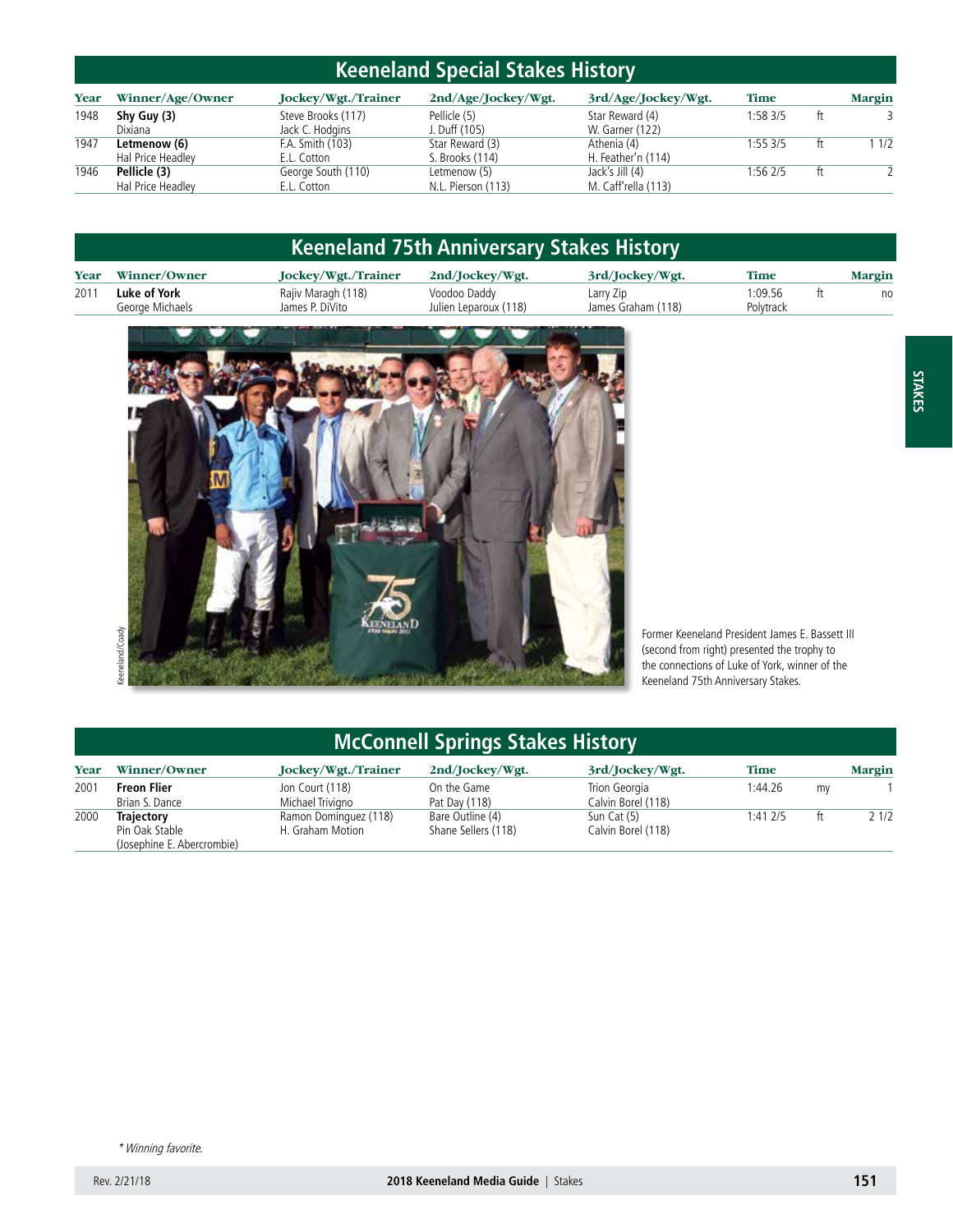## Keeneland Special Stakes History

| Year | Winner/Age/Owner | Jockey/Wgt./Trainer | 2nd/Age/Jockey/Wgt. | 3rd/Age/Jockey/Wgt. | Time | | Margin |
|---|---|---|---|---|---|---|---|
| 1948 | **Shy Guy (3)**<br>Dixiana | Steve Brooks (117)<br>Jack C. Hodgins | Pellicle (5)<br>J. Duff (105) | Star Reward (4)<br>W. Garner (122) | 1:58 3/5 | ft | 3 |
| 1947 | **Letmenow (6)**<br>Hal Price Headley | F.A. Smith (103)<br>E.L. Cotton | Star Reward (3)<br>S. Brooks (114) | Athenia (4)<br>H. Feather'n (114) | 1:55 3/5 | ft | 1 1/2 |
| 1946 | **Pellicle (3)**<br>Hal Price Headley | George South (110)<br>E.L. Cotton | Letmenow (5)<br>N.L. Pierson (113) | Jack's Jill (4)<br>M. Caff'rella (113) | 1:56 2/5 | ft | 2 |

## Keeneland 75th Anniversary Stakes History

| Year | Winner/Owner | Jockey/Wgt./Trainer | 2nd/Jockey/Wgt. | 3rd/Jockey/Wgt. | Time | | Margin |
|---|---|---|---|---|---|---|---|
| 2011 | **Luke of York**<br>George Michaels | Rajiv Maragh (118)<br>James P. DiVito | Voodoo Daddy<br>Julien Leparoux (118) | Larry Zip<br>James Graham (118) | 1:09.56<br>Polytrack | ft | no |

Keeneland/Coady

Former Keeneland President James E. Bassett III (second from right) presented the trophy to the connections of Luke of York, winner of the Keeneland 75th Anniversary Stakes.

## McConnell Springs Stakes History

| Year | Winner/Owner | Jockey/Wgt./Trainer | 2nd/Jockey/Wgt. | 3rd/Jockey/Wgt. | Time | | Margin |
|---|---|---|---|---|---|---|---|
| 2001 | **Freon Flier**<br>Brian S. Dance | Jon Court (118)<br>Michael Trivigno | On the Game<br>Pat Day (118) | Trion Georgia<br>Calvin Borel (118) | 1:44.26 | my | 1 |
| 2000 | **Trajectory**<br>Pin Oak Stable<br>(Josephine E. Abercrombie) | Ramon Dominguez (118)<br>H. Graham Motion | Bare Outline (4)<br>Shane Sellers (118) | Sun Cat (5)<br>Calvin Borel (118) | 1:41 2/5 | ft | 2 1/2 |

*\* Winning favorite.*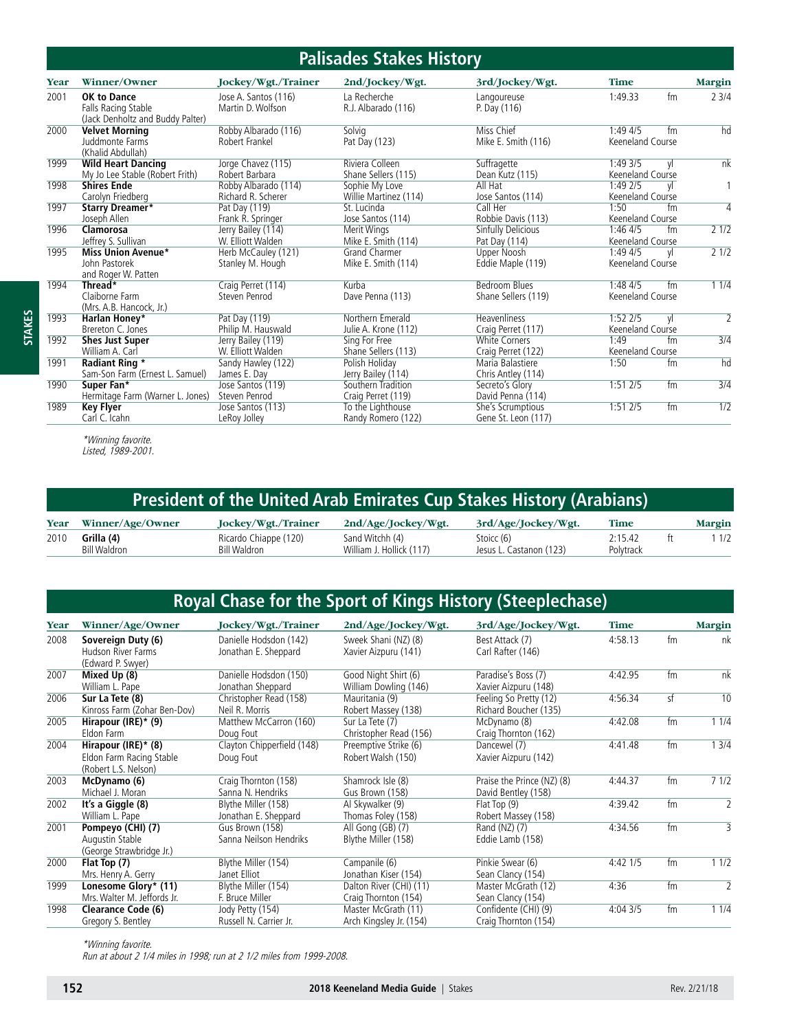## Palisades Stakes History

| Year | Winner/Owner | Jockey/Wgt./Trainer | 2nd/Jockey/Wgt. | 3rd/Jockey/Wgt. | Time | | Margin |
|---|---|---|---|---|---|---|---|
| 2001 | **OK to Dance**<br>Falls Racing Stable<br>(Jack Denholtz and Buddy Palter) | Jose A. Santos (116)<br>Martin D. Wolfson | La Recherche<br>R.J. Albarado (116) | Langoureuse<br>P. Day (116) | 1:49.33 | fm | 2 3/4 |
| 2000 | **Velvet Morning**<br>Juddmonte Farms<br>(Khalid Abdullah) | Robby Albarado (116)<br>Robert Frankel | Solvig<br>Pat Day (123) | Miss Chief<br>Mike E. Smith (116) | 1:49 4/5<br>Keeneland Course | fm | hd |
| 1999 | **Wild Heart Dancing**<br>My Jo Lee Stable (Robert Frith) | Jorge Chavez (115)<br>Robert Barbara | Riviera Colleen<br>Shane Sellers (115) | Suffragette<br>Dean Kutz (115) | 1:49 3/5<br>Keeneland Course | yl | nk |
| 1998 | **Shires Ende**<br>Carolyn Friedberg | Robby Albarado (114)<br>Richard R. Scherer | Sophie My Love<br>Willie Martinez (114) | All Hat<br>Jose Santos (114) | 1:49 2/5<br>Keeneland Course | yl | 1 |
| 1997 | **Starry Dreamer***<br>Joseph Allen | Pat Day (119)<br>Frank R. Springer | St. Lucinda<br>Jose Santos (114) | Call Her<br>Robbie Davis (113) | 1:50<br>Keeneland Course | fm | 4 |
| 1996 | **Clamorosa**<br>Jeffrey S. Sullivan | Jerry Bailey (114)<br>W. Elliott Walden | Merit Wings<br>Mike E. Smith (114) | Sinfully Delicious<br>Pat Day (114) | 1:46 4/5<br>Keeneland Course | fm | 2 1/2 |
| 1995 | **Miss Union Avenue***<br>John Pastorek<br>and Roger W. Patten | Herb McCauley (121)<br>Stanley M. Hough | Grand Charmer<br>Mike E. Smith (114) | Upper Noosh<br>Eddie Maple (119) | 1:49 4/5<br>Keeneland Course | yl | 2 1/2 |
| 1994 | **Thread***<br>Claiborne Farm<br>(Mrs. A.B. Hancock, Jr.) | Craig Perret (114)<br>Steven Penrod | Kurba<br>Dave Penna (113) | Bedroom Blues<br>Shane Sellers (119) | 1:48 4/5<br>Keeneland Course | fm | 1 1/4 |
| 1993 | **Harlan Honey***<br>Brereton C. Jones | Pat Day (119)<br>Philip M. Hauswald | Northern Emerald<br>Julie A. Krone (112) | Heavenliness<br>Craig Perret (117) | 1:52 2/5<br>Keeneland Course | yl | 2 |
| 1992 | **Shes Just Super**<br>William A. Carl | Jerry Bailey (119)<br>W. Elliott Walden | Sing For Free<br>Shane Sellers (113) | White Corners<br>Craig Perret (122) | 1:49<br>Keeneland Course | fm | 3/4 |
| 1991 | **Radiant Ring ***<br>Sam-Son Farm (Ernest L. Samuel) | Sandy Hawley (122)<br>James E. Day | Polish Holiday<br>Jerry Bailey (114) | Maria Balastiere<br>Chris Antley (114) | 1:50 | fm | hd |
| 1990 | **Super Fan***<br>Hermitage Farm (Warner L. Jones) | Jose Santos (119)<br>Steven Penrod | Southern Tradition<br>Craig Perret (119) | Secreto's Glory<br>David Penna (114) | 1:51 2/5 | fm | 3/4 |
| 1989 | **Key Flyer**<br>Carl C. Icahn | Jose Santos (113)<br>LeRoy Jolley | To the Lighthouse<br>Randy Romero (122) | She's Scrumptious<br>Gene St. Leon (117) | 1:51 2/5 | fm | 1/2 |

*\*Winning favorite.*
*Listed, 1989-2001.*

## President of the United Arab Emirates Cup Stakes History (Arabians)

| Year | Winner/Age/Owner | Jockey/Wgt./Trainer | 2nd/Age/Jockey/Wgt. | 3rd/Age/Jockey/Wgt. | Time | | Margin |
|---|---|---|---|---|---|---|---|
| 2010 | **Grilla (4)**<br>Bill Waldron | Ricardo Chiappe (120)<br>Bill Waldron | Sand Witchh (4)<br>William J. Hollick (117) | Stoicc (6)<br>Jesus L. Castanon (123) | 2:15.42<br>Polytrack | ft | 1 1/2 |

## Royal Chase for the Sport of Kings History (Steeplechase)

| Year | Winner/Age/Owner | Jockey/Wgt./Trainer | 2nd/Age/Jockey/Wgt. | 3rd/Age/Jockey/Wgt. | Time | | Margin |
|---|---|---|---|---|---|---|---|
| 2008 | **Sovereign Duty (6)**<br>Hudson River Farms<br>(Edward P. Swyer) | Danielle Hodsdon (142)<br>Jonathan E. Sheppard | Sweek Shani (NZ) (8)<br>Xavier Aizpuru (141) | Best Attack (7)<br>Carl Rafter (146) | 4:58.13 | fm | nk |
| 2007 | **Mixed Up (8)**<br>William L. Pape | Danielle Hodsdon (150)<br>Jonathan Sheppard | Good Night Shirt (6)<br>William Dowling (146) | Paradise's Boss (7)<br>Xavier Aizpuru (148) | 4:42.95 | fm | nk |
| 2006 | **Sur La Tete (8)**<br>Kinross Farm (Zohar Ben-Dov) | Christopher Read (158)<br>Neil R. Morris | Mauritania (9)<br>Robert Massey (138) | Feeling So Pretty (12)<br>Richard Boucher (135) | 4:56.34 | sf | 10 |
| 2005 | **Hirapour (IRE)* (9)**<br>Eldon Farm | Matthew McCarron (160)<br>Doug Fout | Sur La Tete (7)<br>Christopher Read (156) | McDynamo (8)<br>Craig Thornton (162) | 4:42.08 | fm | 1 1/4 |
| 2004 | **Hirapour (IRE)* (8)**<br>Eldon Farm Racing Stable<br>(Robert L.S. Nelson) | Clayton Chipperfield (148)<br>Doug Fout | Preemptive Strike (6)<br>Robert Walsh (150) | Dancewel (7)<br>Xavier Aizpuru (142) | 4:41.48 | fm | 1 3/4 |
| 2003 | **McDynamo (6)**<br>Michael J. Moran | Craig Thornton (158)<br>Sanna N. Hendriks | Shamrock Isle (8)<br>Gus Brown (158) | Praise the Prince (NZ) (8)<br>David Bentley (158) | 4:44.37 | fm | 7 1/2 |
| 2002 | **It's a Giggle (8)**<br>William L. Pape | Blythe Miller (158)<br>Jonathan E. Sheppard | Al Skywalker (9)<br>Thomas Foley (158) | Flat Top (9)<br>Robert Massey (158) | 4:39.42 | fm | 2 |
| 2001 | **Pompeyo (CHI) (7)**<br>Augustin Stable<br>(George Strawbridge Jr.) | Gus Brown (158)<br>Sanna Neilson Hendriks | All Gong (GB) (7)<br>Blythe Miller (158) | Rand (NZ) (7)<br>Eddie Lamb (158) | 4:34.56 | fm | 3 |
| 2000 | **Flat Top (7)**<br>Mrs. Henry A. Gerry | Blythe Miller (154)<br>Janet Elliot | Campanile (6)<br>Jonathan Kiser (154) | Pinkie Swear (6)<br>Sean Clancy (154) | 4:42 1/5 | fm | 1 1/2 |
| 1999 | **Lonesome Glory* (11)**<br>Mrs. Walter M. Jeffords Jr. | Blythe Miller (154)<br>F. Bruce Miller | Dalton River (CHI) (11)<br>Craig Thornton (154) | Master McGrath (12)<br>Sean Clancy (154) | 4:36 | fm | 2 |
| 1998 | **Clearance Code (6)**<br>Gregory S. Bentley | Jody Petty (154)<br>Russell N. Carrier Jr. | Master McGrath (11)<br>Arch Kingsley Jr. (154) | Confidente (CHI) (9)<br>Craig Thornton (154) | 4:04 3/5 | fm | 1 1/4 |

*\*Winning favorite.*
*Run at about 2 1/4 miles in 1998; run at 2 1/2 miles from 1999-2008.*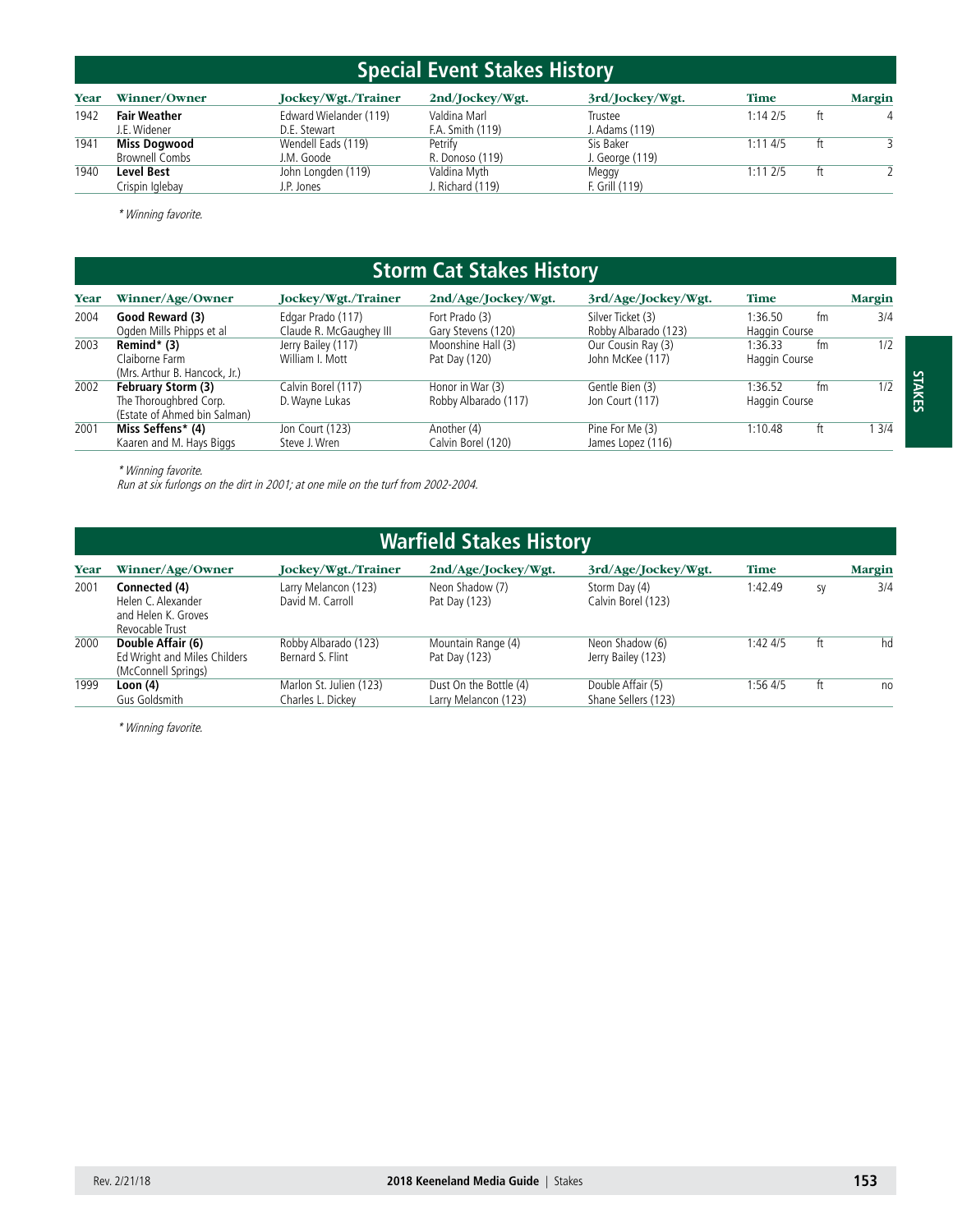## Special Event Stakes History

| Year | Winner/Owner | Jockey/Wgt./Trainer | 2nd/Jockey/Wgt. | 3rd/Jockey/Wgt. | Time | | Margin |
|---|---|---|---|---|---|---|---|
| 1942 | **Fair Weather**<br>J.E. Widener | Edward Wielander (119)<br>D.E. Stewart | Valdina Marl<br>F.A. Smith (119) | Trustee<br>J. Adams (119) | 1:14 2/5 | ft | 4 |
| 1941 | **Miss Dogwood**<br>Brownell Combs | Wendell Eads (119)<br>J.M. Goode | Petrify<br>R. Donoso (119) | Sis Baker<br>J. George (119) | 1:11 4/5 | ft | 3 |
| 1940 | **Level Best**<br>Crispin Iglebay | John Longden (119)<br>J.P. Jones | Valdina Myth<br>J. Richard (119) | Meggy<br>F. Grill (119) | 1:11 2/5 | ft | 2 |

*\* Winning favorite.*

## Storm Cat Stakes History

| Year | Winner/Age/Owner | Jockey/Wgt./Trainer | 2nd/Age/Jockey/Wgt. | 3rd/Age/Jockey/Wgt. | Time | | Margin |
|---|---|---|---|---|---|---|---|
| 2004 | **Good Reward (3)**<br>Ogden Mills Phipps et al | Edgar Prado (117)<br>Claude R. McGaughey III | Fort Prado (3)<br>Gary Stevens (120) | Silver Ticket (3)<br>Robby Albarado (123) | 1:36.50<br>Haggin Course | fm | 3/4 |
| 2003 | **Remind\* (3)**<br>Claiborne Farm<br>(Mrs. Arthur B. Hancock, Jr.) | Jerry Bailey (117)<br>William I. Mott | Moonshine Hall (3)<br>Pat Day (120) | Our Cousin Ray (3)<br>John McKee (117) | 1:36.33<br>Haggin Course | fm | 1/2 |
| 2002 | **February Storm (3)**<br>The Thoroughbred Corp.<br>(Estate of Ahmed bin Salman) | Calvin Borel (117)<br>D. Wayne Lukas | Honor in War (3)<br>Robby Albarado (117) | Gentle Bien (3)<br>Jon Court (117) | 1:36.52<br>Haggin Course | fm | 1/2 |
| 2001 | **Miss Seffens\* (4)**<br>Kaaren and M. Hays Biggs | Jon Court (123)<br>Steve J. Wren | Another (4)<br>Calvin Borel (120) | Pine For Me (3)<br>James Lopez (116) | 1:10.48 | ft | 1 3/4 |

*\* Winning favorite.*
*Run at six furlongs on the dirt in 2001; at one mile on the turf from 2002-2004.*

## Warfield Stakes History

| Year | Winner/Age/Owner | Jockey/Wgt./Trainer | 2nd/Age/Jockey/Wgt. | 3rd/Age/Jockey/Wgt. | Time | | Margin |
|---|---|---|---|---|---|---|---|
| 2001 | **Connected (4)**<br>Helen C. Alexander<br>and Helen K. Groves<br>Revocable Trust | Larry Melancon (123)<br>David M. Carroll | Neon Shadow (7)<br>Pat Day (123) | Storm Day (4)<br>Calvin Borel (123) | 1:42.49 | sy | 3/4 |
| 2000 | **Double Affair (6)**<br>Ed Wright and Miles Childers<br>(McConnell Springs) | Robby Albarado (123)<br>Bernard S. Flint | Mountain Range (4)<br>Pat Day (123) | Neon Shadow (6)<br>Jerry Bailey (123) | 1:42 4/5 | ft | hd |
| 1999 | **Loon (4)**<br>Gus Goldsmith | Marlon St. Julien (123)<br>Charles L. Dickey | Dust On the Bottle (4)<br>Larry Melancon (123) | Double Affair (5)<br>Shane Sellers (123) | 1:56 4/5 | ft | no |

*\* Winning favorite.*